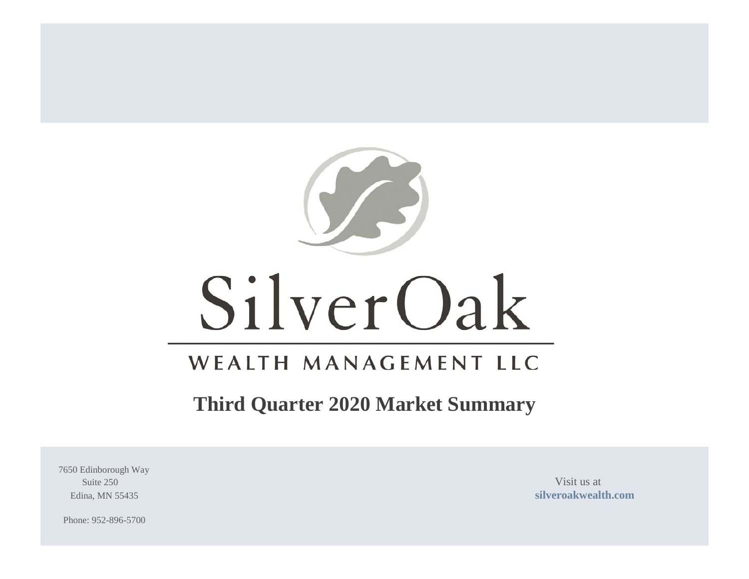# SilverOak

## WEALTH MANAGEMENT LLC

# Third Quarter 2020 Market Summary

7650 Edinborough Way
Suite 250
Edina, MN 55435

Phone: 952-896-5700

Visit us at
**silveroakwealth.com**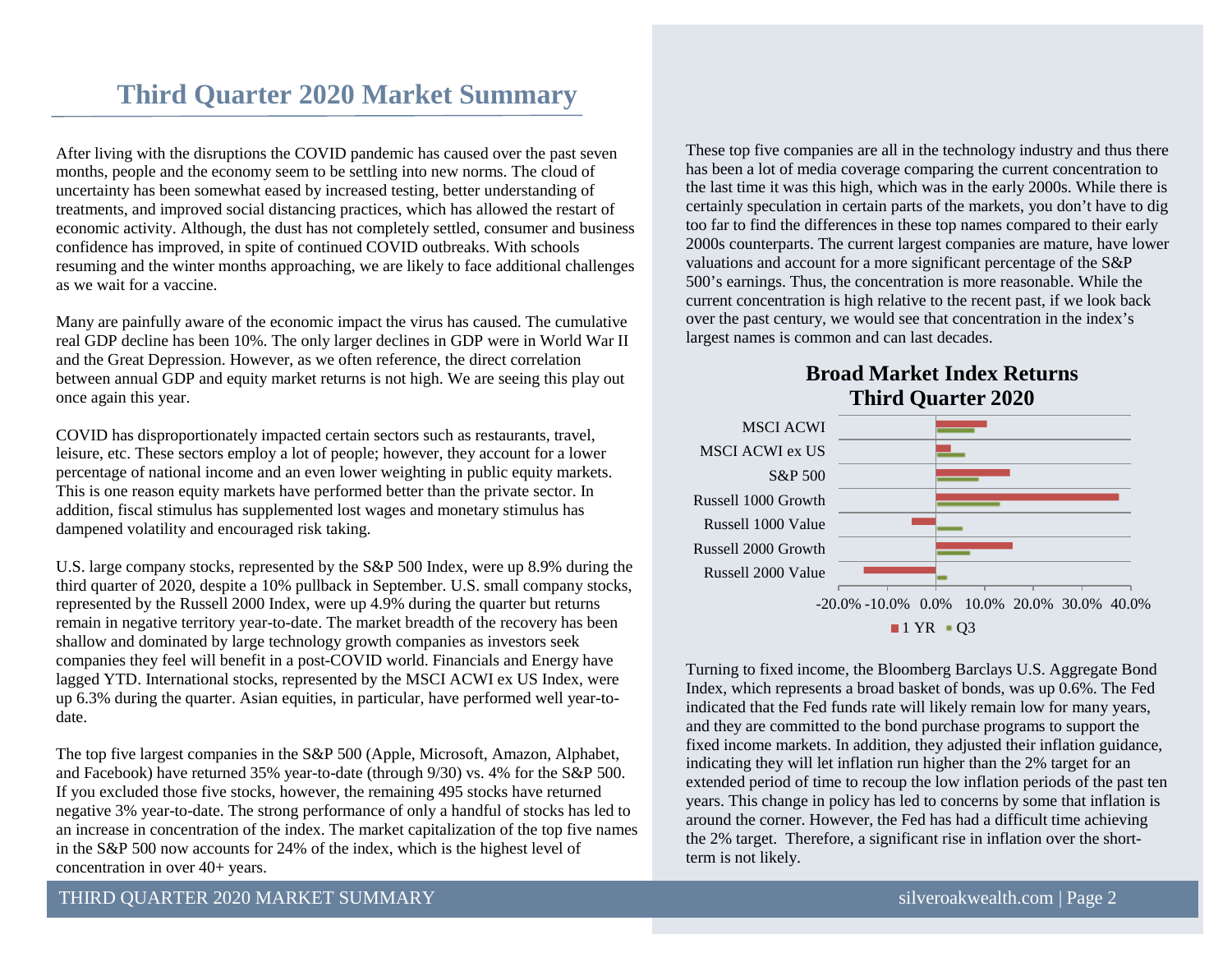# Third Quarter 2020 Market Summary

After living with the disruptions the COVID pandemic has caused over the past seven months, people and the economy seem to be settling into new norms. The cloud of uncertainty has been somewhat eased by increased testing, better understanding of treatments, and improved social distancing practices, which has allowed the restart of economic activity. Although, the dust has not completely settled, consumer and business confidence has improved, in spite of continued COVID outbreaks. With schools resuming and the winter months approaching, we are likely to face additional challenges as we wait for a vaccine.

Many are painfully aware of the economic impact the virus has caused. The cumulative real GDP decline has been 10%. The only larger declines in GDP were in World War II and the Great Depression. However, as we often reference, the direct correlation between annual GDP and equity market returns is not high. We are seeing this play out once again this year.

COVID has disproportionately impacted certain sectors such as restaurants, travel, leisure, etc. These sectors employ a lot of people; however, they account for a lower percentage of national income and an even lower weighting in public equity markets. This is one reason equity markets have performed better than the private sector. In addition, fiscal stimulus has supplemented lost wages and monetary stimulus has dampened volatility and encouraged risk taking.

U.S. large company stocks, represented by the S&P 500 Index, were up 8.9% during the third quarter of 2020, despite a 10% pullback in September. U.S. small company stocks, represented by the Russell 2000 Index, were up 4.9% during the quarter but returns remain in negative territory year-to-date. The market breadth of the recovery has been shallow and dominated by large technology growth companies as investors seek companies they feel will benefit in a post-COVID world. Financials and Energy have lagged YTD. International stocks, represented by the MSCI ACWI ex US Index, were up 6.3% during the quarter. Asian equities, in particular, have performed well year-to-date.

The top five largest companies in the S&P 500 (Apple, Microsoft, Amazon, Alphabet, and Facebook) have returned 35% year-to-date (through 9/30) vs. 4% for the S&P 500. If you excluded those five stocks, however, the remaining 495 stocks have returned negative 3% year-to-date. The strong performance of only a handful of stocks has led to an increase in concentration of the index. The market capitalization of the top five names in the S&P 500 now accounts for 24% of the index, which is the highest level of concentration in over 40+ years.

These top five companies are all in the technology industry and thus there has been a lot of media coverage comparing the current concentration to the last time it was this high, which was in the early 2000s. While there is certainly speculation in certain parts of the markets, you don't have to dig too far to find the differences in these top names compared to their early 2000s counterparts. The current largest companies are mature, have lower valuations and account for a more significant percentage of the S&P 500's earnings. Thus, the concentration is more reasonable. While the current concentration is high relative to the recent past, if we look back over the past century, we would see that concentration in the index's largest names is common and can last decades.

**Broad Market Index Returns**
**Third Quarter 2020**

| Index | 1 YR | Q3 |
|---|---|---|
| MSCI ACWI | ~10% | ~8% |
| MSCI ACWI ex US | ~3% | ~6% |
| S&P 500 | ~15% | ~9% |
| Russell 1000 Growth | ~37% | ~13% |
| Russell 1000 Value | ~-5% | ~5% |
| Russell 2000 Growth | ~15% | ~7% |
| Russell 2000 Value | ~-15% | ~2% |

Turning to fixed income, the Bloomberg Barclays U.S. Aggregate Bond Index, which represents a broad basket of bonds, was up 0.6%. The Fed indicated that the Fed funds rate will likely remain low for many years, and they are committed to the bond purchase programs to support the fixed income markets. In addition, they adjusted their inflation guidance, indicating they will let inflation run higher than the 2% target for an extended period of time to recoup the low inflation periods of the past ten years. This change in policy has led to concerns by some that inflation is around the corner. However, the Fed has had a difficult time achieving the 2% target. Therefore, a significant rise in inflation over the short-term is not likely.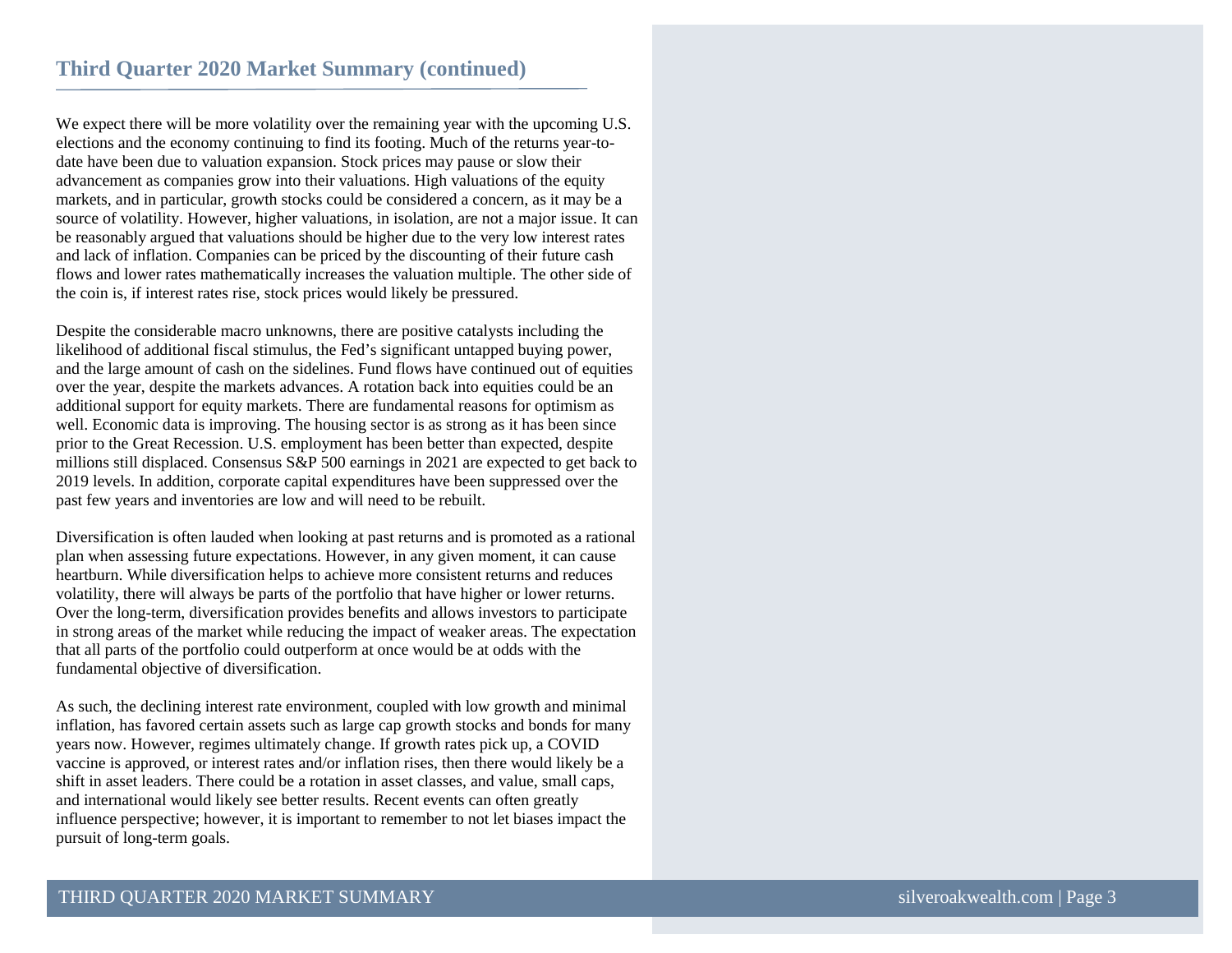## Third Quarter 2020 Market Summary (continued)

We expect there will be more volatility over the remaining year with the upcoming U.S. elections and the economy continuing to find its footing. Much of the returns year-to-date have been due to valuation expansion. Stock prices may pause or slow their advancement as companies grow into their valuations. High valuations of the equity markets, and in particular, growth stocks could be considered a concern, as it may be a source of volatility. However, higher valuations, in isolation, are not a major issue. It can be reasonably argued that valuations should be higher due to the very low interest rates and lack of inflation. Companies can be priced by the discounting of their future cash flows and lower rates mathematically increases the valuation multiple. The other side of the coin is, if interest rates rise, stock prices would likely be pressured.

Despite the considerable macro unknowns, there are positive catalysts including the likelihood of additional fiscal stimulus, the Fed's significant untapped buying power, and the large amount of cash on the sidelines. Fund flows have continued out of equities over the year, despite the markets advances. A rotation back into equities could be an additional support for equity markets. There are fundamental reasons for optimism as well. Economic data is improving. The housing sector is as strong as it has been since prior to the Great Recession. U.S. employment has been better than expected, despite millions still displaced. Consensus S&P 500 earnings in 2021 are expected to get back to 2019 levels. In addition, corporate capital expenditures have been suppressed over the past few years and inventories are low and will need to be rebuilt.

Diversification is often lauded when looking at past returns and is promoted as a rational plan when assessing future expectations. However, in any given moment, it can cause heartburn. While diversification helps to achieve more consistent returns and reduces volatility, there will always be parts of the portfolio that have higher or lower returns. Over the long-term, diversification provides benefits and allows investors to participate in strong areas of the market while reducing the impact of weaker areas. The expectation that all parts of the portfolio could outperform at once would be at odds with the fundamental objective of diversification.

As such, the declining interest rate environment, coupled with low growth and minimal inflation, has favored certain assets such as large cap growth stocks and bonds for many years now. However, regimes ultimately change. If growth rates pick up, a COVID vaccine is approved, or interest rates and/or inflation rises, then there would likely be a shift in asset leaders. There could be a rotation in asset classes, and value, small caps, and international would likely see better results. Recent events can often greatly influence perspective; however, it is important to remember to not let biases impact the pursuit of long-term goals.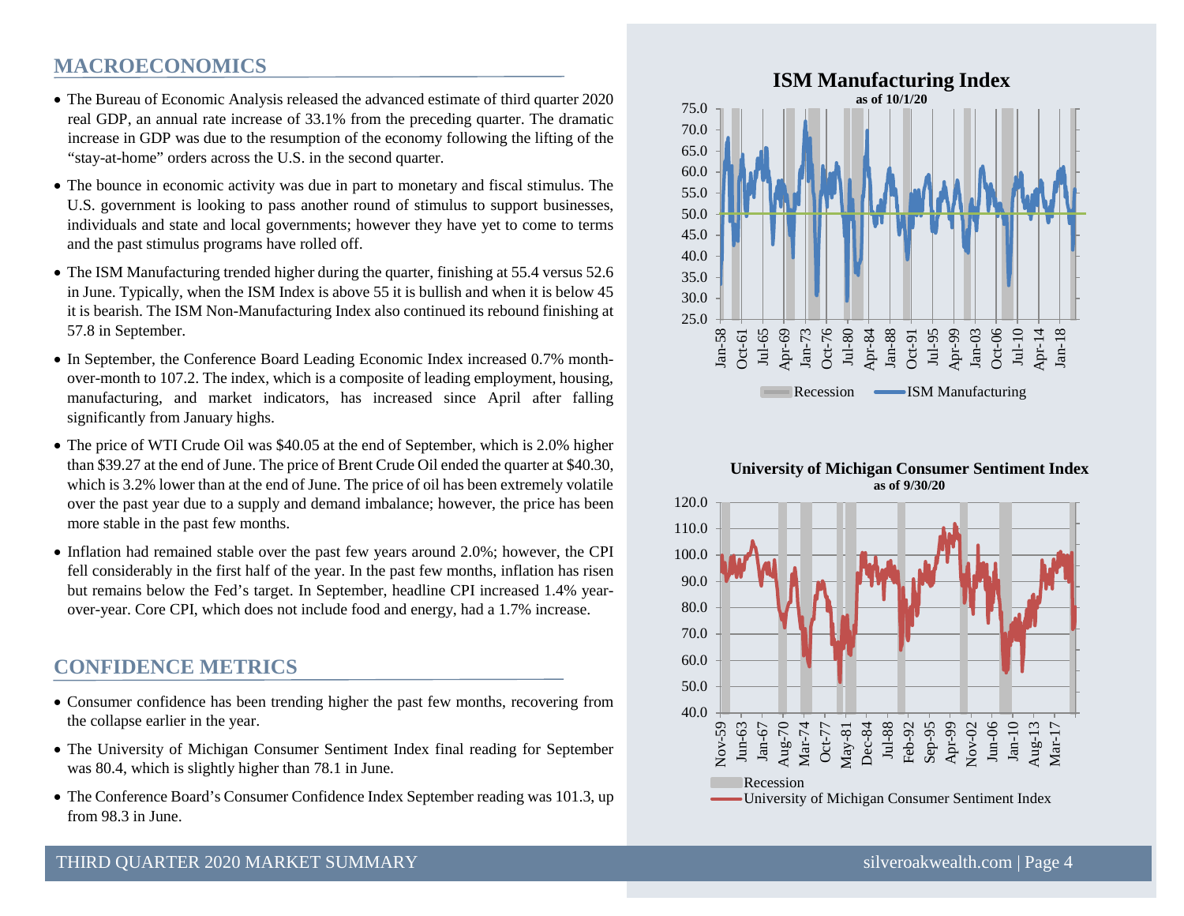## MACROECONOMICS

- The Bureau of Economic Analysis released the advanced estimate of third quarter 2020 real GDP, an annual rate increase of 33.1% from the preceding quarter. The dramatic increase in GDP was due to the resumption of the economy following the lifting of the "stay-at-home" orders across the U.S. in the second quarter.
- The bounce in economic activity was due in part to monetary and fiscal stimulus. The U.S. government is looking to pass another round of stimulus to support businesses, individuals and state and local governments; however they have yet to come to terms and the past stimulus programs have rolled off.
- The ISM Manufacturing trended higher during the quarter, finishing at 55.4 versus 52.6 in June. Typically, when the ISM Index is above 55 it is bullish and when it is below 45 it is bearish. The ISM Non-Manufacturing Index also continued its rebound finishing at 57.8 in September.
- In September, the Conference Board Leading Economic Index increased 0.7% month-over-month to 107.2. The index, which is a composite of leading employment, housing, manufacturing, and market indicators, has increased since April after falling significantly from January highs.
- The price of WTI Crude Oil was $40.05 at the end of September, which is 2.0% higher than $39.27 at the end of June. The price of Brent Crude Oil ended the quarter at $40.30, which is 3.2% lower than at the end of June. The price of oil has been extremely volatile over the past year due to a supply and demand imbalance; however, the price has been more stable in the past few months.
- Inflation had remained stable over the past few years around 2.0%; however, the CPI fell considerably in the first half of the year. In the past few months, inflation has risen but remains below the Fed's target. In September, headline CPI increased 1.4% year-over-year. Core CPI, which does not include food and energy, had a 1.7% increase.

## CONFIDENCE METRICS

- Consumer confidence has been trending higher the past few months, recovering from the collapse earlier in the year.
- The University of Michigan Consumer Sentiment Index final reading for September was 80.4, which is slightly higher than 78.1 in June.
- The Conference Board's Consumer Confidence Index September reading was 101.3, up from 98.3 in June.

**ISM Manufacturing Index**
as of 10/1/20

Legend: Recession; ISM Manufacturing

**University of Michigan Consumer Sentiment Index**
as of 9/30/20

Legend: Recession; University of Michigan Consumer Sentiment Index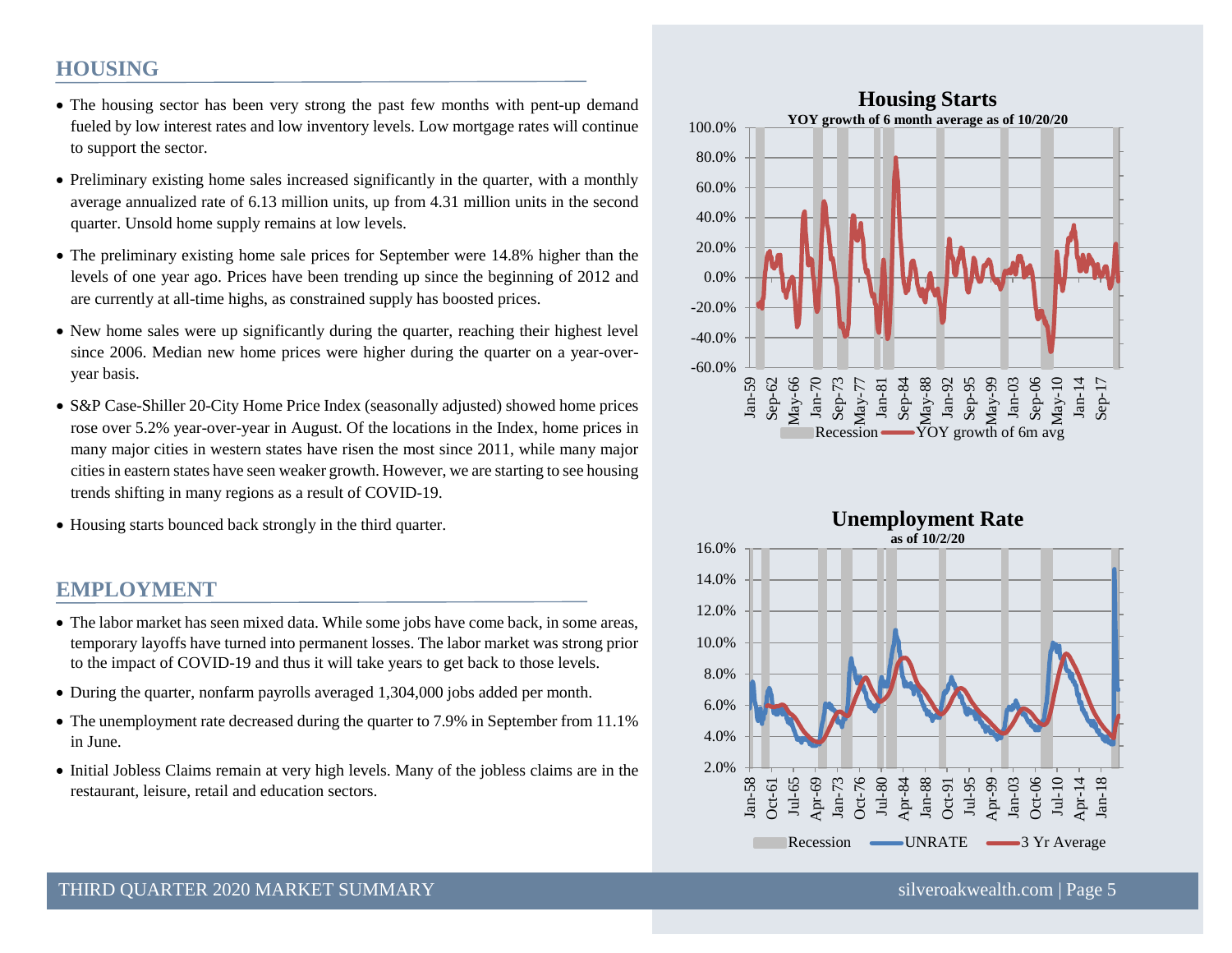## HOUSING

- The housing sector has been very strong the past few months with pent-up demand fueled by low interest rates and low inventory levels. Low mortgage rates will continue to support the sector.
- Preliminary existing home sales increased significantly in the quarter, with a monthly average annualized rate of 6.13 million units, up from 4.31 million units in the second quarter. Unsold home supply remains at low levels.
- The preliminary existing home sale prices for September were 14.8% higher than the levels of one year ago. Prices have been trending up since the beginning of 2012 and are currently at all-time highs, as constrained supply has boosted prices.
- New home sales were up significantly during the quarter, reaching their highest level since 2006. Median new home prices were higher during the quarter on a year-over-year basis.
- S&P Case-Shiller 20-City Home Price Index (seasonally adjusted) showed home prices rose over 5.2% year-over-year in August. Of the locations in the Index, home prices in many major cities in western states have risen the most since 2011, while many major cities in eastern states have seen weaker growth. However, we are starting to see housing trends shifting in many regions as a result of COVID-19.
- Housing starts bounced back strongly in the third quarter.

## EMPLOYMENT

- The labor market has seen mixed data. While some jobs have come back, in some areas, temporary layoffs have turned into permanent losses. The labor market was strong prior to the impact of COVID-19 and thus it will take years to get back to those levels.
- During the quarter, nonfarm payrolls averaged 1,304,000 jobs added per month.
- The unemployment rate decreased during the quarter to 7.9% in September from 11.1% in June.
- Initial Jobless Claims remain at very high levels. Many of the jobless claims are in the restaurant, leisure, retail and education sectors.

**Housing Starts**
YOY growth of 6 month average as of 10/20/20

Recession — YOY growth of 6m avg

**Unemployment Rate**
as of 10/2/20

Recession — UNRATE — 3 Yr Average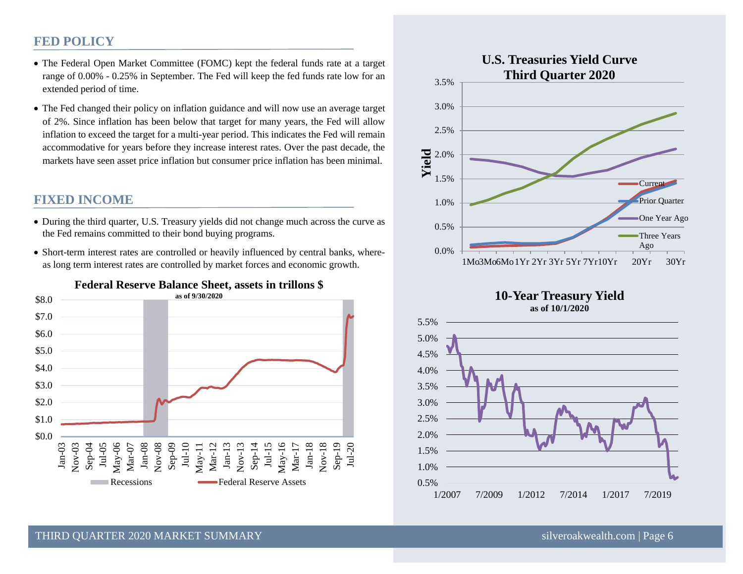## FED POLICY

- The Federal Open Market Committee (FOMC) kept the federal funds rate at a target range of 0.00% - 0.25% in September. The Fed will keep the fed funds rate low for an extended period of time.
- The Fed changed their policy on inflation guidance and will now use an average target of 2%. Since inflation has been below that target for many years, the Fed will allow inflation to exceed the target for a multi-year period. This indicates the Fed will remain accommodative for years before they increase interest rates. Over the past decade, the markets have seen asset price inflation but consumer price inflation has been minimal.

## FIXED INCOME

- During the third quarter, U.S. Treasury yields did not change much across the curve as the Fed remains committed to their bond buying programs.
- Short-term interest rates are controlled or heavily influenced by central banks, whereas long term interest rates are controlled by market forces and economic growth.

**Federal Reserve Balance Sheet, assets in trillons $**
as of 9/30/2020

**U.S. Treasuries Yield Curve Third Quarter 2020**

**10-Year Treasury Yield**
as of 10/1/2020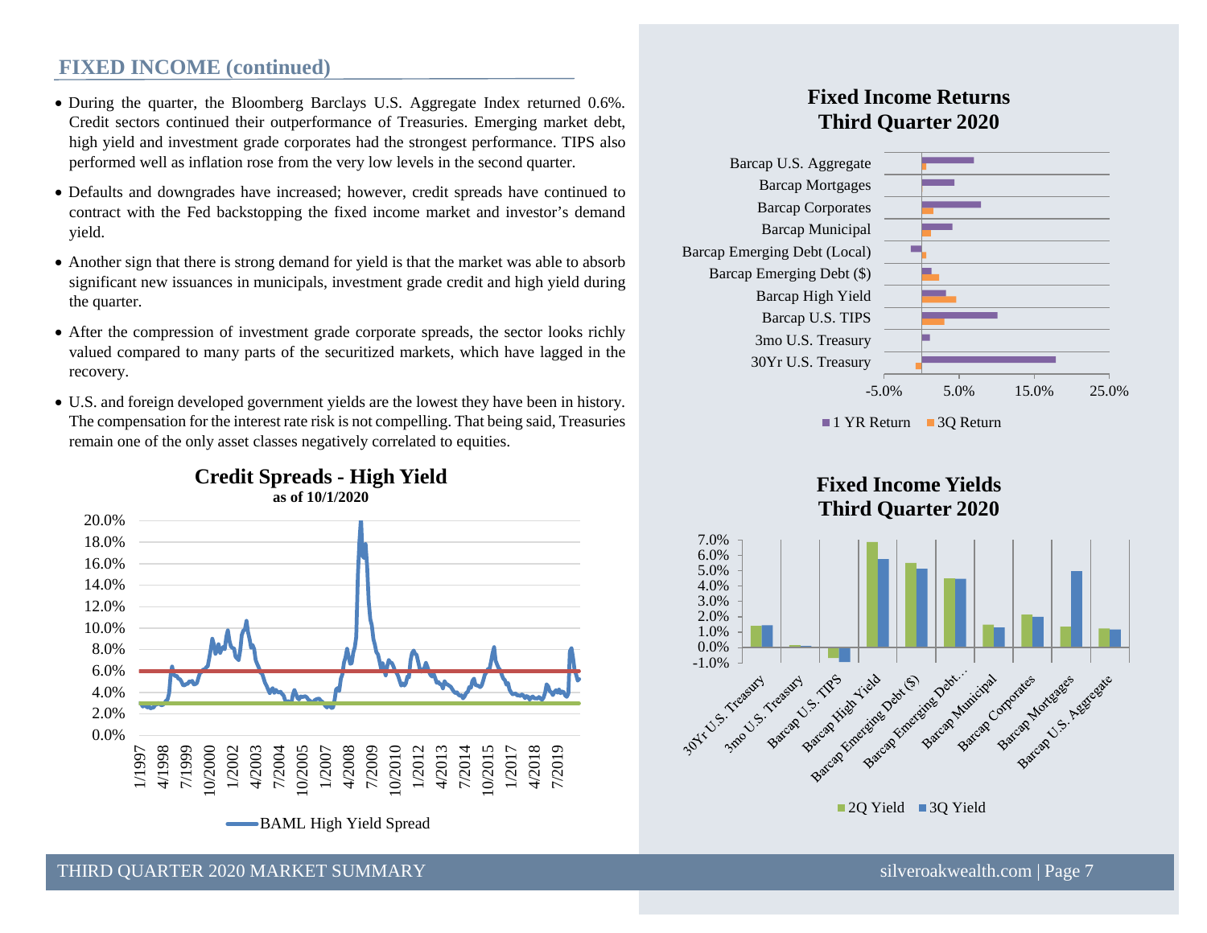## FIXED INCOME (continued)

- During the quarter, the Bloomberg Barclays U.S. Aggregate Index returned 0.6%. Credit sectors continued their outperformance of Treasuries. Emerging market debt, high yield and investment grade corporates had the strongest performance. TIPS also performed well as inflation rose from the very low levels in the second quarter.
- Defaults and downgrades have increased; however, credit spreads have continued to contract with the Fed backstopping the fixed income market and investor's demand yield.
- Another sign that there is strong demand for yield is that the market was able to absorb significant new issuances in municipals, investment grade credit and high yield during the quarter.
- After the compression of investment grade corporate spreads, the sector looks richly valued compared to many parts of the securitized markets, which have lagged in the recovery.
- U.S. and foreign developed government yields are the lowest they have been in history. The compensation for the interest rate risk is not compelling. That being said, Treasuries remain one of the only asset classes negatively correlated to equities.

**Credit Spreads - High Yield**
**as of 10/1/2020**

BAML High Yield Spread

**Fixed Income Returns**
**Third Quarter 2020**

1 YR Return | 3Q Return

**Fixed Income Yields**
**Third Quarter 2020**

2Q Yield | 3Q Yield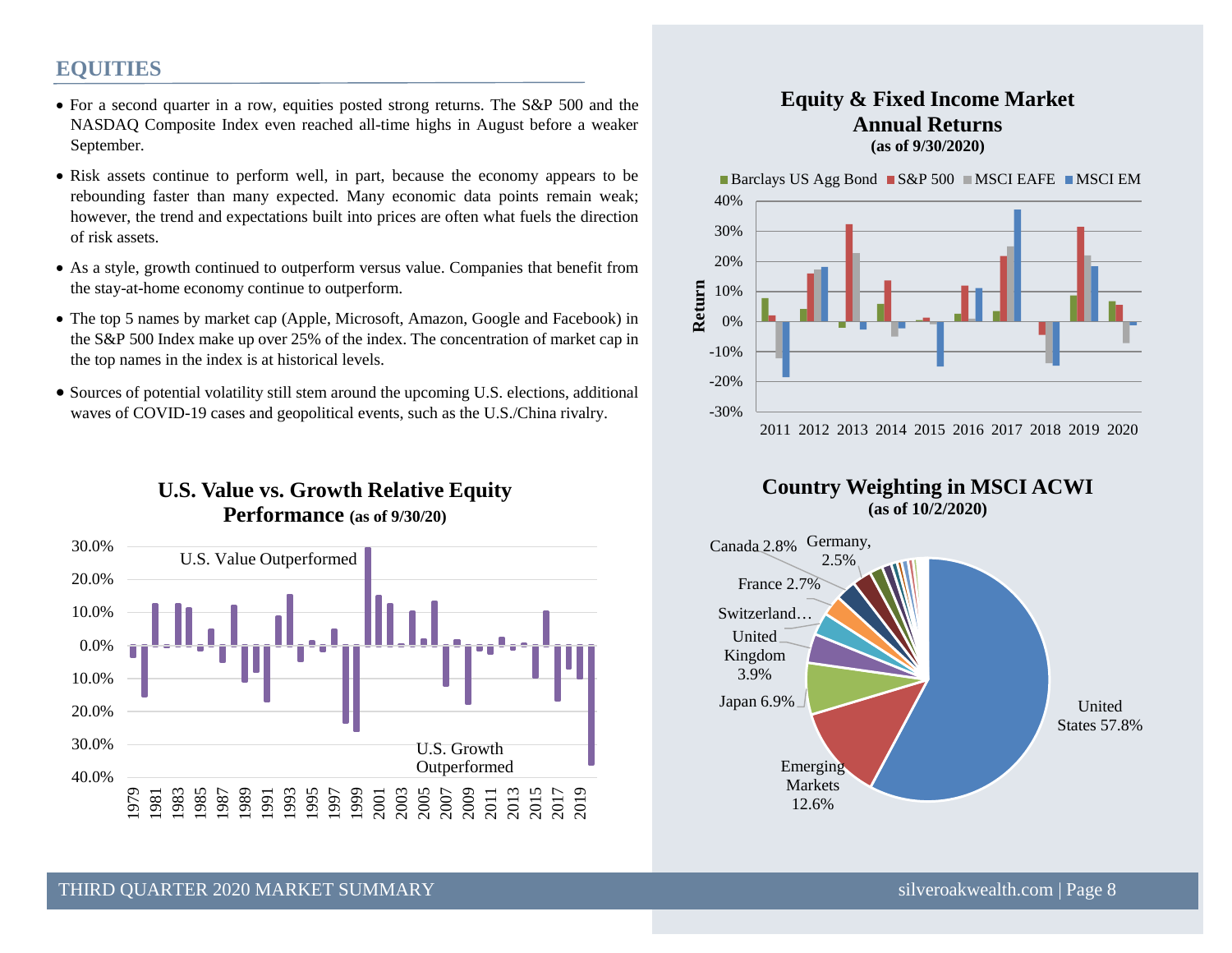## EQUITIES

- For a second quarter in a row, equities posted strong returns. The S&P 500 and the NASDAQ Composite Index even reached all-time highs in August before a weaker September.
- Risk assets continue to perform well, in part, because the economy appears to be rebounding faster than many expected. Many economic data points remain weak; however, the trend and expectations built into prices are often what fuels the direction of risk assets.
- As a style, growth continued to outperform versus value. Companies that benefit from the stay-at-home economy continue to outperform.
- The top 5 names by market cap (Apple, Microsoft, Amazon, Google and Facebook) in the S&P 500 Index make up over 25% of the index. The concentration of market cap in the top names in the index is at historical levels.
- Sources of potential volatility still stem around the upcoming U.S. elections, additional waves of COVID-19 cases and geopolitical events, such as the U.S./China rivalry.

**U.S. Value vs. Growth Relative Equity Performance (as of 9/30/20)**

U.S. Value Outperformed

U.S. Growth Outperformed

**Equity & Fixed Income Market Annual Returns (as of 9/30/2020)**

Barclays US Agg Bond, S&P 500, MSCI EAFE, MSCI EM

**Country Weighting in MSCI ACWI (as of 10/2/2020)**

| Country | Weight |
| --- | --- |
| United States | 57.8% |
| Emerging Markets | 12.6% |
| Japan | 6.9% |
| United Kingdom | 3.9% |
| Switzerland… | |
| France | 2.7% |
| Canada | 2.8% |
| Germany | 2.5% |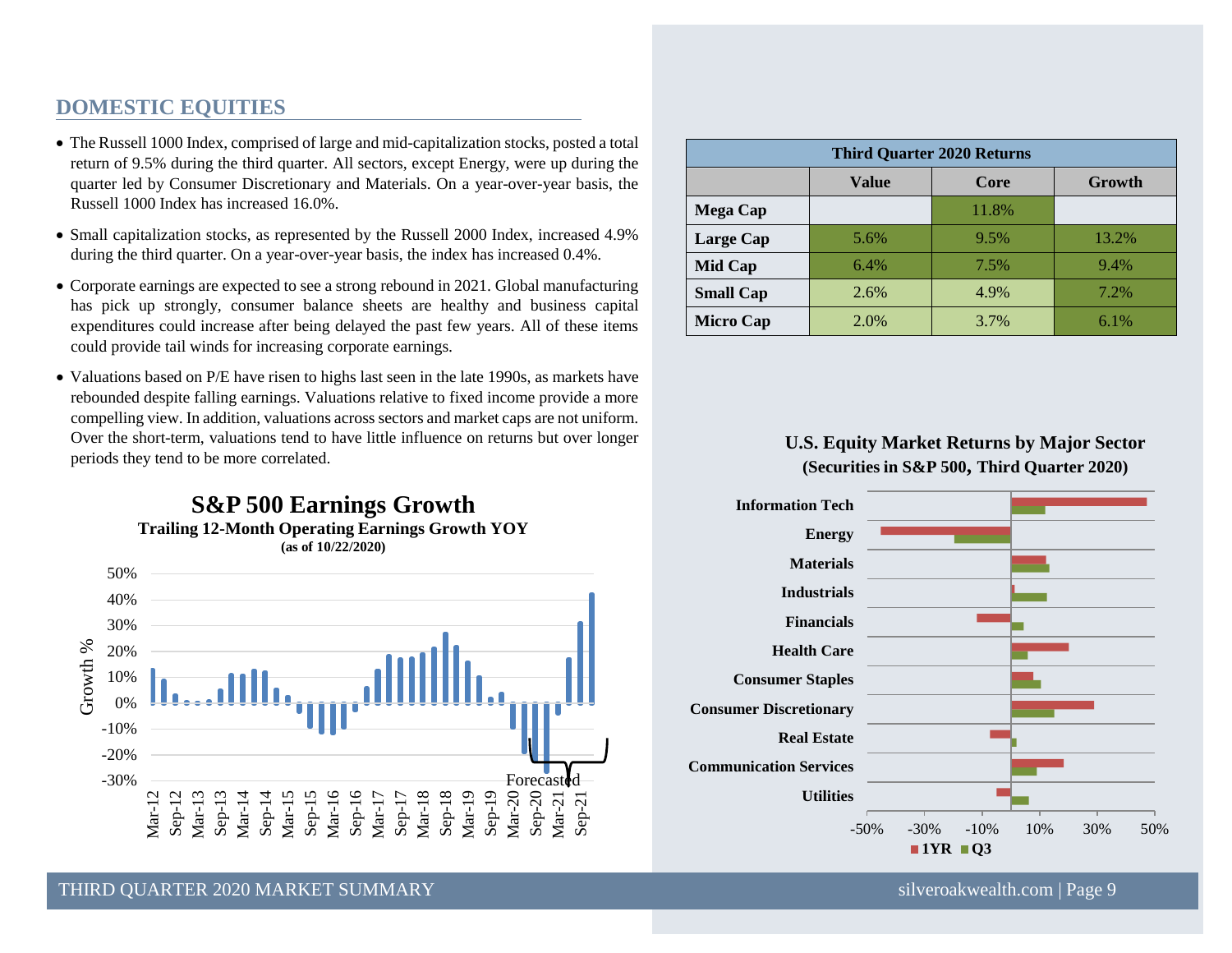## DOMESTIC EQUITIES

- The Russell 1000 Index, comprised of large and mid-capitalization stocks, posted a total return of 9.5% during the third quarter. All sectors, except Energy, were up during the quarter led by Consumer Discretionary and Materials. On a year-over-year basis, the Russell 1000 Index has increased 16.0%.
- Small capitalization stocks, as represented by the Russell 2000 Index, increased 4.9% during the third quarter. On a year-over-year basis, the index has increased 0.4%.
- Corporate earnings are expected to see a strong rebound in 2021. Global manufacturing has pick up strongly, consumer balance sheets are healthy and business capital expenditures could increase after being delayed the past few years. All of these items could provide tail winds for increasing corporate earnings.
- Valuations based on P/E have risen to highs last seen in the late 1990s, as markets have rebounded despite falling earnings. Valuations relative to fixed income provide a more compelling view. In addition, valuations across sectors and market caps are not uniform. Over the short-term, valuations tend to have little influence on returns but over longer periods they tend to be more correlated.

**Third Quarter 2020 Returns**

| | Value | Core | Growth |
|---|---|---|---|
| **Mega Cap** | | 11.8% | |
| **Large Cap** | 5.6% | 9.5% | 13.2% |
| **Mid Cap** | 6.4% | 7.5% | 9.4% |
| **Small Cap** | 2.6% | 4.9% | 7.2% |
| **Micro Cap** | 2.0% | 3.7% | 6.1% |

**S&P 500 Earnings Growth**

**Trailing 12-Month Operating Earnings Growth YOY**

**(as of 10/22/2020)**

**U.S. Equity Market Returns by Major Sector**

**(Securities in S&P 500, Third Quarter 2020)**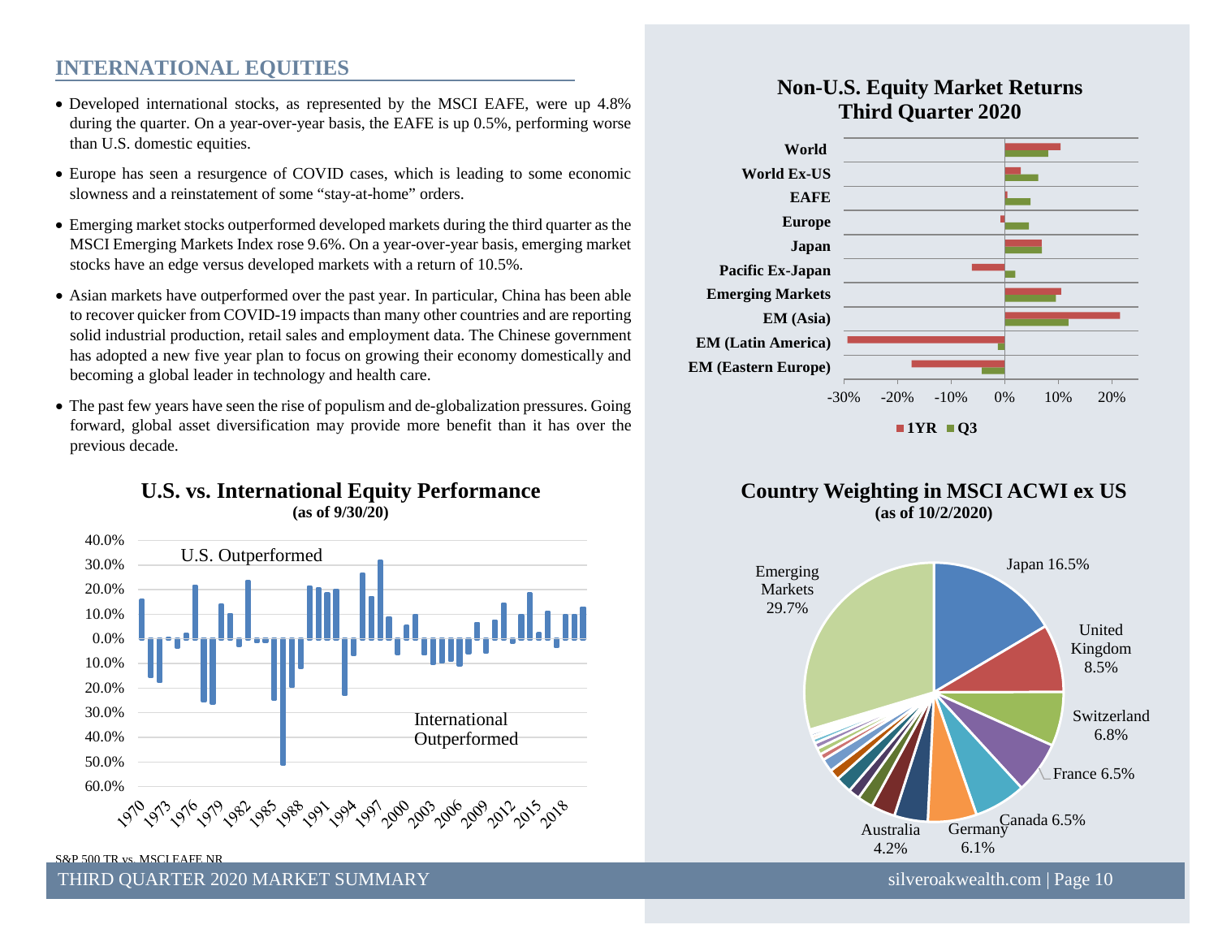## INTERNATIONAL EQUITIES

- Developed international stocks, as represented by the MSCI EAFE, were up 4.8% during the quarter. On a year-over-year basis, the EAFE is up 0.5%, performing worse than U.S. domestic equities.
- Europe has seen a resurgence of COVID cases, which is leading to some economic slowness and a reinstatement of some "stay-at-home" orders.
- Emerging market stocks outperformed developed markets during the third quarter as the MSCI Emerging Markets Index rose 9.6%. On a year-over-year basis, emerging market stocks have an edge versus developed markets with a return of 10.5%.
- Asian markets have outperformed over the past year. In particular, China has been able to recover quicker from COVID-19 impacts than many other countries and are reporting solid industrial production, retail sales and employment data. The Chinese government has adopted a new five year plan to focus on growing their economy domestically and becoming a global leader in technology and health care.
- The past few years have seen the rise of populism and de-globalization pressures. Going forward, global asset diversification may provide more benefit than it has over the previous decade.

**U.S. vs. International Equity Performance**
**(as of 9/30/20)**

U.S. Outperformed

International Outperformed

S&P 500 TR vs. MSCI EAFE NR

**Non-U.S. Equity Market Returns**
**Third Quarter 2020**

World, World Ex-US, EAFE, Europe, Japan, Pacific Ex-Japan, Emerging Markets, EM (Asia), EM (Latin America), EM (Eastern Europe)

1YR ■ Q3

**Country Weighting in MSCI ACWI ex US**
**(as of 10/2/2020)**

| Country | Weight |
|---|---|
| Japan | 16.5% |
| United Kingdom | 8.5% |
| Switzerland | 6.8% |
| France | 6.5% |
| Canada | 6.5% |
| Germany | 6.1% |
| Australia | 4.2% |
| Emerging Markets | 29.7% |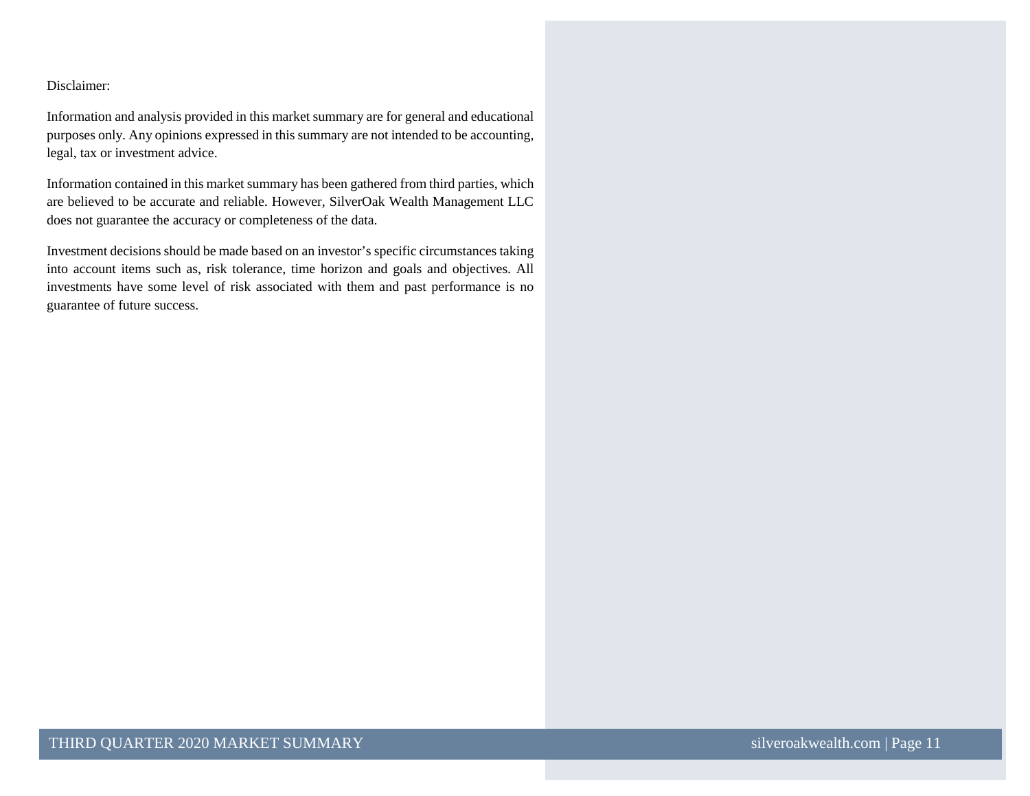Disclaimer:

Information and analysis provided in this market summary are for general and educational purposes only. Any opinions expressed in this summary are not intended to be accounting, legal, tax or investment advice.

Information contained in this market summary has been gathered from third parties, which are believed to be accurate and reliable. However, SilverOak Wealth Management LLC does not guarantee the accuracy or completeness of the data.

Investment decisions should be made based on an investor's specific circumstances taking into account items such as, risk tolerance, time horizon and goals and objectives. All investments have some level of risk associated with them and past performance is no guarantee of future success.